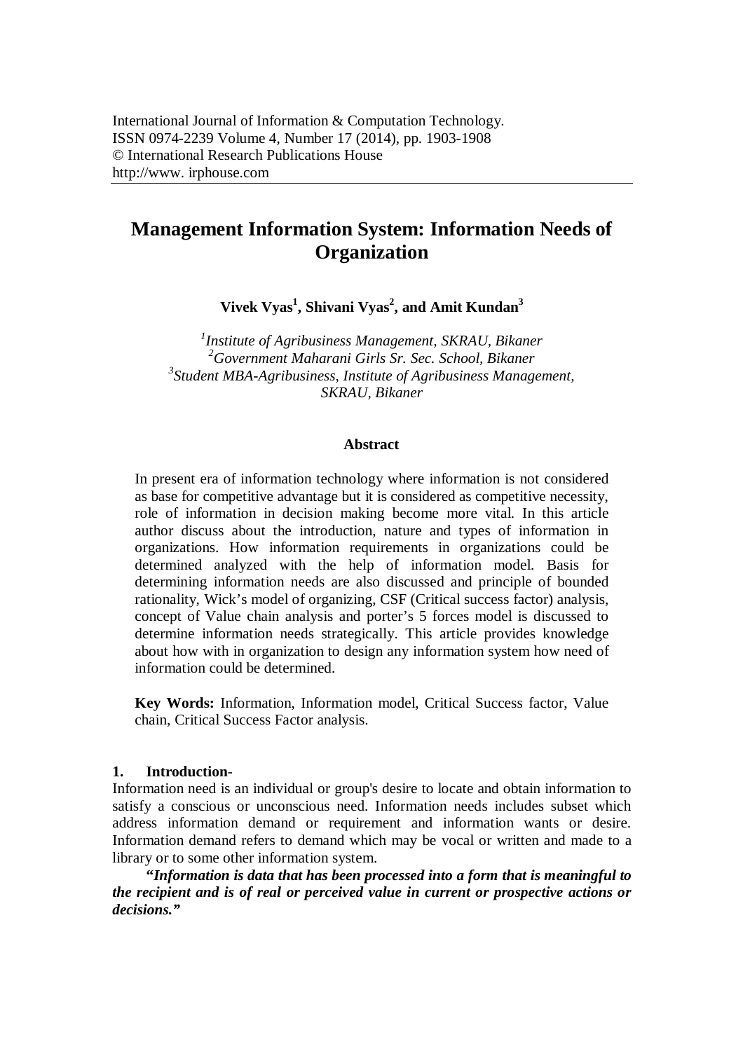# Management Information System: Information Needs of Organization

**Vivek Vyas[1], Shivani Vyas[2], and Amit Kundan[3]**

[1]*Institute of Agribusiness Management, SKRAU, Bikaner*
[2]*Government Maharani Girls Sr. Sec. School, Bikaner*
[3]*Student MBA-Agribusiness, Institute of Agribusiness Management, SKRAU, Bikaner*

## Abstract

In present era of information technology where information is not considered as base for competitive advantage but it is considered as competitive necessity, role of information in decision making become more vital. In this article author discuss about the introduction, nature and types of information in organizations. How information requirements in organizations could be determined analyzed with the help of information model. Basis for determining information needs are also discussed and principle of bounded rationality, Wick's model of organizing, CSF (Critical success factor) analysis, concept of Value chain analysis and porter's 5 forces model is discussed to determine information needs strategically. This article provides knowledge about how with in organization to design any information system how need of information could be determined.

**Key Words:** Information, Information model, Critical Success factor, Value chain, Critical Success Factor analysis.

## 1. Introduction-

Information need is an individual or group's desire to locate and obtain information to satisfy a conscious or unconscious need. Information needs includes subset which address information demand or requirement and information wants or desire. Information demand refers to demand which may be vocal or written and made to a library or to some other information system.

***"Information is data that has been processed into a form that is meaningful to the recipient and is of real or perceived value in current or prospective actions or decisions."***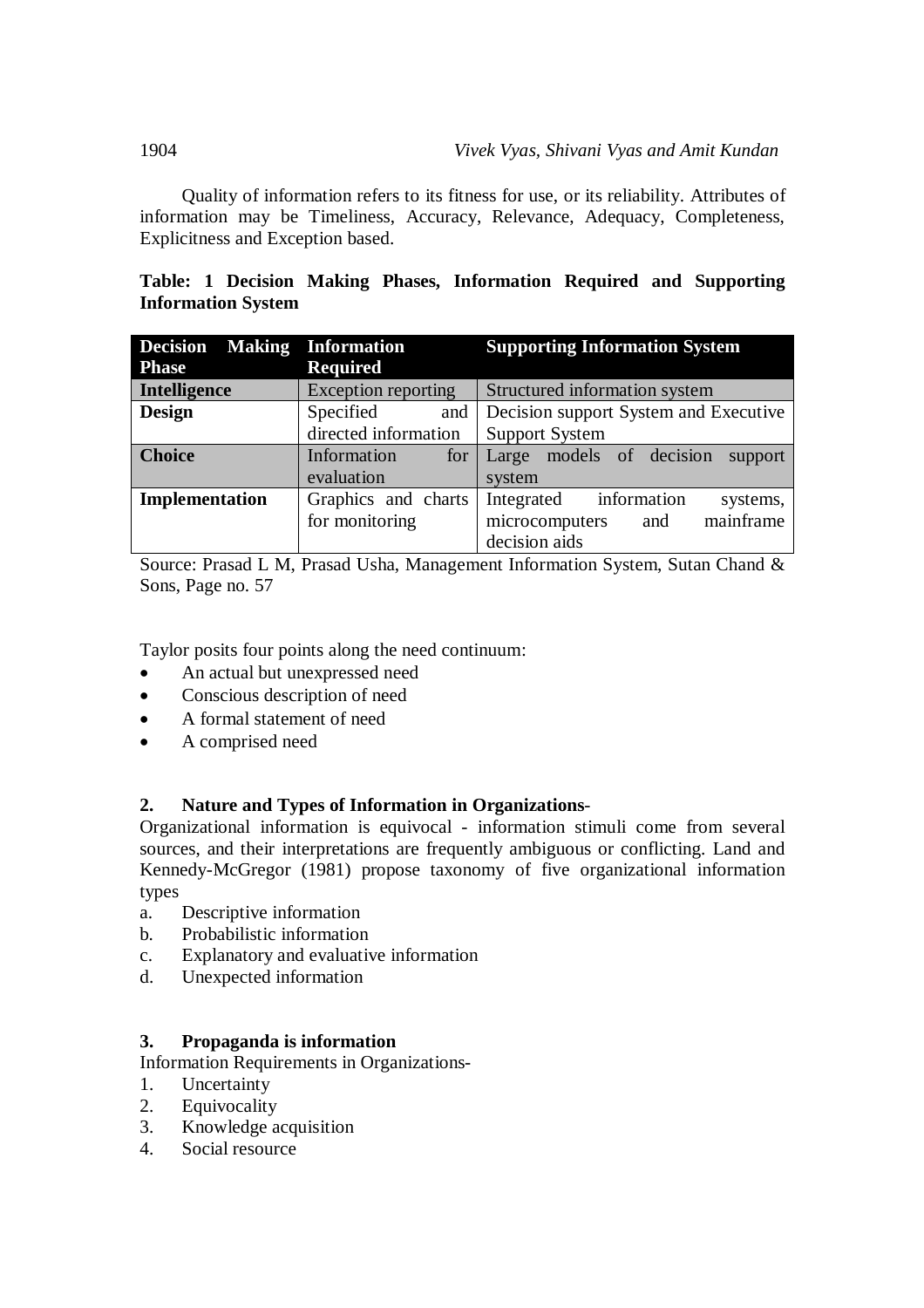Quality of information refers to its fitness for use, or its reliability. Attributes of information may be Timeliness, Accuracy, Relevance, Adequacy, Completeness, Explicitness and Exception based.

**Table: 1 Decision Making Phases, Information Required and Supporting Information System**

| Decision Making Phase | Information Required | Supporting Information System |
| --- | --- | --- |
| **Intelligence** | Exception reporting | Structured information system |
| **Design** | Specified and directed information | Decision support System and Executive Support System |
| **Choice** | Information for evaluation | Large models of decision support system |
| **Implementation** | Graphics and charts for monitoring | Integrated information systems, microcomputers and mainframe decision aids |

Source: Prasad L M, Prasad Usha, Management Information System, Sutan Chand & Sons, Page no. 57

Taylor posits four points along the need continuum:

- An actual but unexpressed need
- Conscious description of need
- A formal statement of need
- A comprised need

## 2. Nature and Types of Information in Organizations-

Organizational information is equivocal - information stimuli come from several sources, and their interpretations are frequently ambiguous or conflicting. Land and Kennedy-McGregor (1981) propose taxonomy of five organizational information types

a. Descriptive information
b. Probabilistic information
c. Explanatory and evaluative information
d. Unexpected information

## 3. Propaganda is information

Information Requirements in Organizations-

1. Uncertainty
2. Equivocality
3. Knowledge acquisition
4. Social resource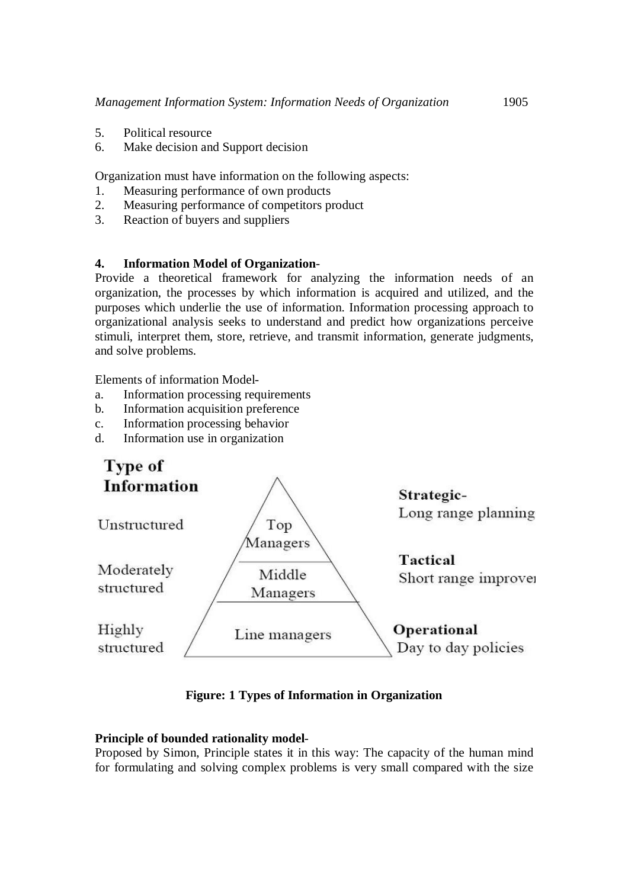5. Political resource
6. Make decision and Support decision

Organization must have information on the following aspects:

1. Measuring performance of own products
2. Measuring performance of competitors product
3. Reaction of buyers and suppliers

**4. Information Model of Organization-**

Provide a theoretical framework for analyzing the information needs of an organization, the processes by which information is acquired and utilized, and the purposes which underlie the use of information. Information processing approach to organizational analysis seeks to understand and predict how organizations perceive stimuli, interpret them, store, retrieve, and transmit information, generate judgments, and solve problems.

Elements of information Model-

a. Information processing requirements
b. Information acquisition preference
c. Information processing behavior
d. Information use in organization

| Type of Information | Level | |
| --- | --- | --- |
| Unstructured | Top Managers | **Strategic-** Long range planning |
| Moderately structured | Middle Managers | **Tactical** Short range improver |
| Highly structured | Line managers | **Operational** Day to day policies |

**Figure: 1 Types of Information in Organization**

**Principle of bounded rationality model-**

Proposed by Simon, Principle states it in this way: The capacity of the human mind for formulating and solving complex problems is very small compared with the size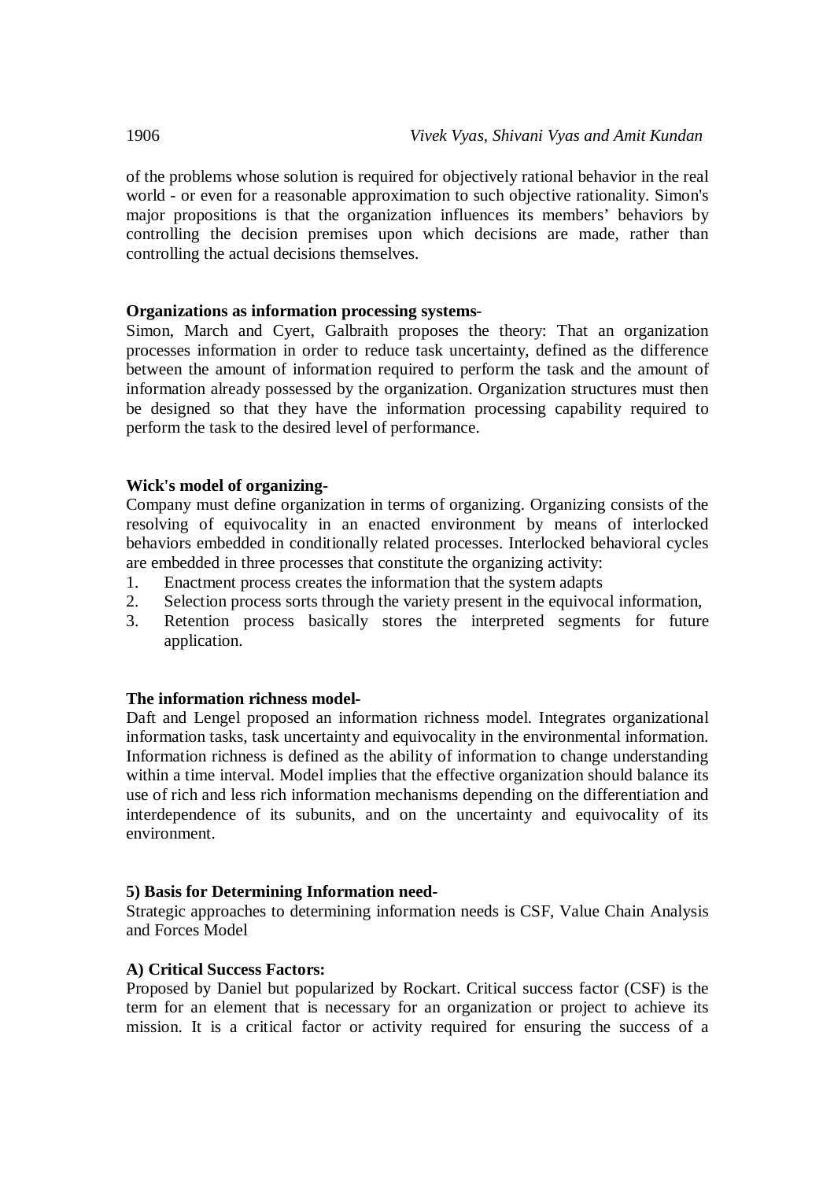of the problems whose solution is required for objectively rational behavior in the real world - or even for a reasonable approximation to such objective rationality. Simon's major propositions is that the organization influences its members' behaviors by controlling the decision premises upon which decisions are made, rather than controlling the actual decisions themselves.

**Organizations as information processing systems-**

Simon, March and Cyert, Galbraith proposes the theory: That an organization processes information in order to reduce task uncertainty, defined as the difference between the amount of information required to perform the task and the amount of information already possessed by the organization. Organization structures must then be designed so that they have the information processing capability required to perform the task to the desired level of performance.

**Wick's model of organizing-**

Company must define organization in terms of organizing. Organizing consists of the resolving of equivocality in an enacted environment by means of interlocked behaviors embedded in conditionally related processes. Interlocked behavioral cycles are embedded in three processes that constitute the organizing activity:

1. Enactment process creates the information that the system adapts
2. Selection process sorts through the variety present in the equivocal information,
3. Retention process basically stores the interpreted segments for future application.

**The information richness model-**

Daft and Lengel proposed an information richness model. Integrates organizational information tasks, task uncertainty and equivocality in the environmental information. Information richness is defined as the ability of information to change understanding within a time interval. Model implies that the effective organization should balance its use of rich and less rich information mechanisms depending on the differentiation and interdependence of its subunits, and on the uncertainty and equivocality of its environment.

**5) Basis for Determining Information need-**

Strategic approaches to determining information needs is CSF, Value Chain Analysis and Forces Model

**A) Critical Success Factors:**

Proposed by Daniel but popularized by Rockart. Critical success factor (CSF) is the term for an element that is necessary for an organization or project to achieve its mission. It is a critical factor or activity required for ensuring the success of a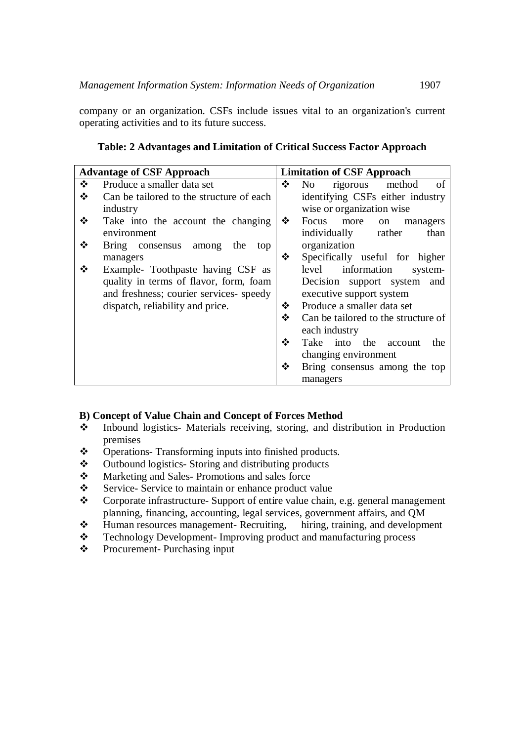company or an organization. CSFs include issues vital to an organization's current operating activities and to its future success.

**Table: 2 Advantages and Limitation of Critical Success Factor Approach**

| Advantage of CSF Approach | Limitation of CSF Approach |
|---|---|
| ❖ Produce a smaller data set<br>❖ Can be tailored to the structure of each industry<br>❖ Take into the account the changing environment<br>❖ Bring consensus among the top managers<br>❖ Example- Toothpaste having CSF as quality in terms of flavor, form, foam and freshness; courier services- speedy dispatch, reliability and price. | ❖ No rigorous method of identifying CSFs either industry wise or organization wise<br>❖ Focus more on managers individually rather than organization<br>❖ Specifically useful for higher level information system- Decision support system and executive support system<br>❖ Produce a smaller data set<br>❖ Can be tailored to the structure of each industry<br>❖ Take into the account the changing environment<br>❖ Bring consensus among the top managers |

**B) Concept of Value Chain and Concept of Forces Method**

- ❖ Inbound logistics- Materials receiving, storing, and distribution in Production premises
- ❖ Operations- Transforming inputs into finished products.
- ❖ Outbound logistics- Storing and distributing products
- ❖ Marketing and Sales- Promotions and sales force
- ❖ Service- Service to maintain or enhance product value
- ❖ Corporate infrastructure- Support of entire value chain, e.g. general management planning, financing, accounting, legal services, government affairs, and QM
- ❖ Human resources management- Recruiting, hiring, training, and development
- ❖ Technology Development- Improving product and manufacturing process
- ❖ Procurement- Purchasing input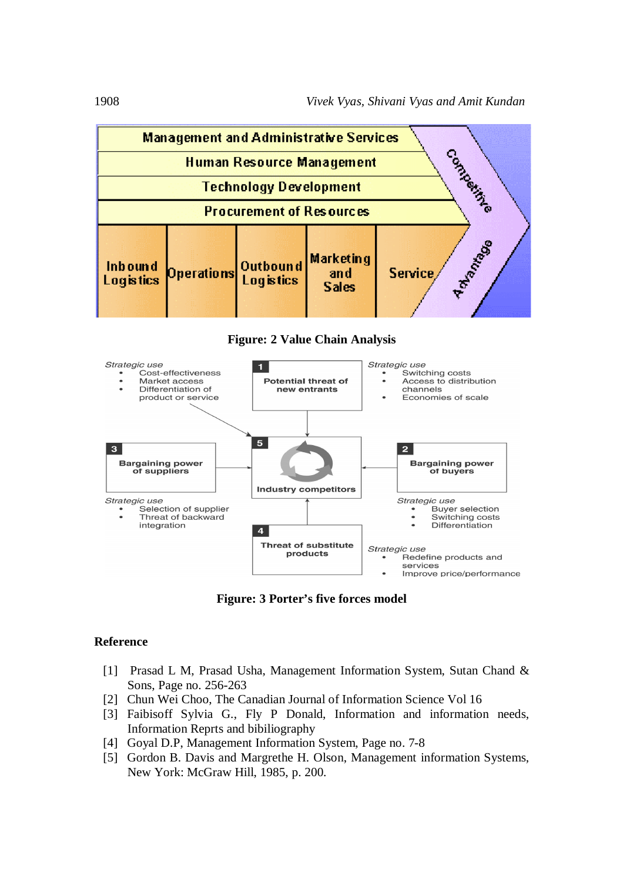Management and Administrative Services

Human Resource Management

Technology Development

Procurement of Resources

Inbound Logistics

Operations

Outbound Logistics

Marketing and Sales

Service

Competitive Advantage

Figure: 2 Value Chain Analysis

Strategic use
- Cost-effectiveness
- Market access
- Differentiation of product or service

1 Potential threat of new entrants

Strategic use
- Switching costs
- Access to distribution channels
- Economies of scale

3 Bargaining power of suppliers

5 Industry competitors

2 Bargaining power of buyers

Strategic use
- Selection of supplier
- Threat of backward integration

Strategic use
- Buyer selection
- Switching costs
- Differentiation

4 Threat of substitute products

Strategic use
- Redefine products and services
- Improve price/performance

Figure: 3 Porter's five forces model

## Reference

[1] Prasad L M, Prasad Usha, Management Information System, Sutan Chand & Sons, Page no. 256-263

[2] Chun Wei Choo, The Canadian Journal of Information Science Vol 16

[3] Faibisoff Sylvia G., Fly P Donald, Information and information needs, Information Reprts and bibiliography

[4] Goyal D.P, Management Information System, Page no. 7-8

[5] Gordon B. Davis and Margrethe H. Olson, Management information Systems, New York: McGraw Hill, 1985, p. 200.